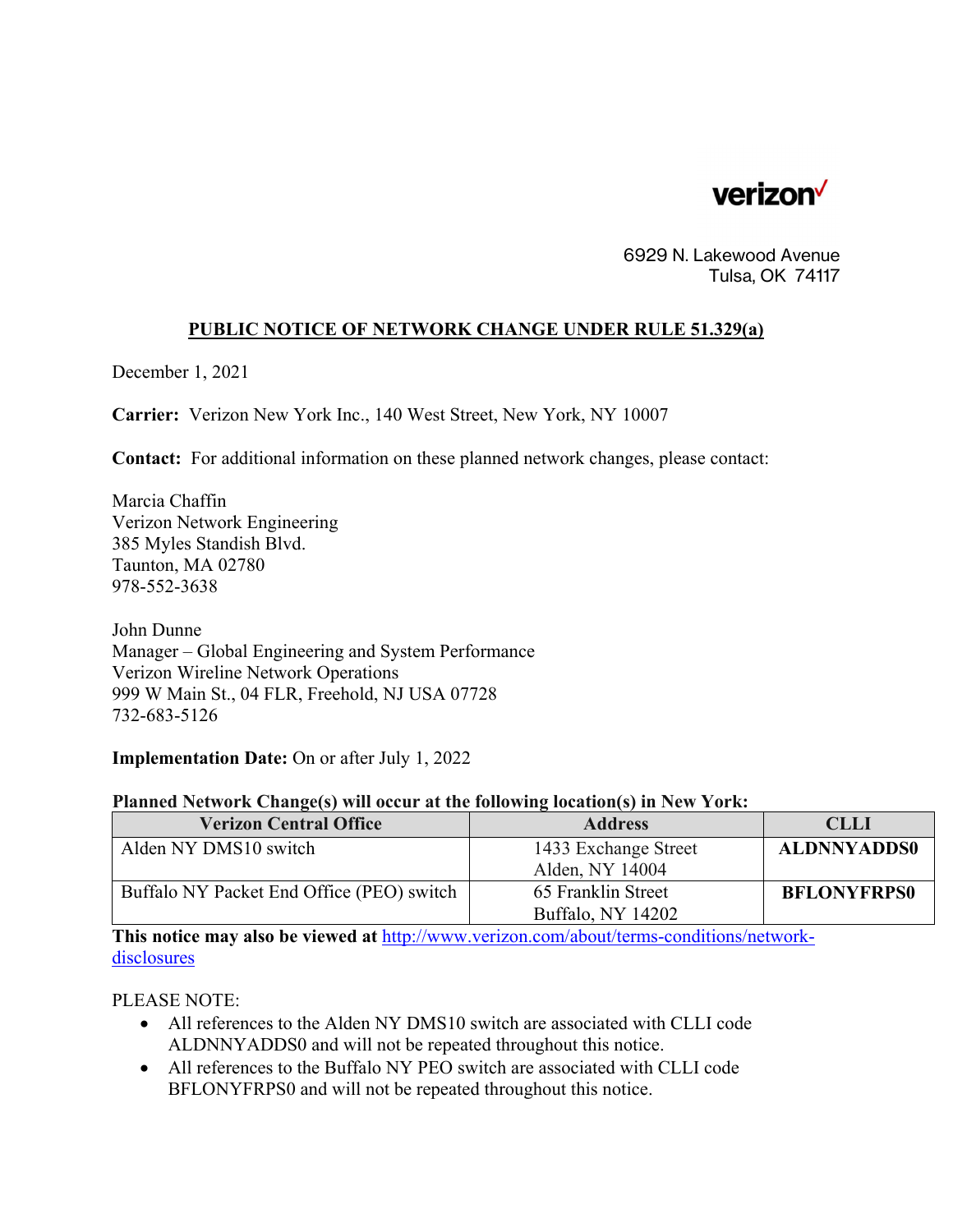verizon

6929 N. Lakewood Avenue
Tulsa, OK 74117

## PUBLIC NOTICE OF NETWORK CHANGE UNDER RULE 51.329(a)

December 1, 2021

**Carrier:** Verizon New York Inc., 140 West Street, New York, NY 10007

**Contact:** For additional information on these planned network changes, please contact:

Marcia Chaffin
Verizon Network Engineering
385 Myles Standish Blvd.
Taunton, MA 02780
978-552-3638

John Dunne
Manager – Global Engineering and System Performance
Verizon Wireline Network Operations
999 W Main St., 04 FLR, Freehold, NJ USA 07728
732-683-5126

**Implementation Date:** On or after July 1, 2022

**Planned Network Change(s) will occur at the following location(s) in New York:**

| Verizon Central Office | Address | CLLI |
|---|---|---|
| Alden NY DMS10 switch | 1433 Exchange Street<br>Alden, NY 14004 | **ALDNNYADDS0** |
| Buffalo NY Packet End Office (PEO) switch | 65 Franklin Street<br>Buffalo, NY 14202 | **BFLONYFRPS0** |

**This notice may also be viewed at** [http://www.verizon.com/about/terms-conditions/network-disclosures](http://www.verizon.com/about/terms-conditions/network-disclosures)

PLEASE NOTE:

- All references to the Alden NY DMS10 switch are associated with CLLI code ALDNNYADDS0 and will not be repeated throughout this notice.
- All references to the Buffalo NY PEO switch are associated with CLLI code BFLONYFRPS0 and will not be repeated throughout this notice.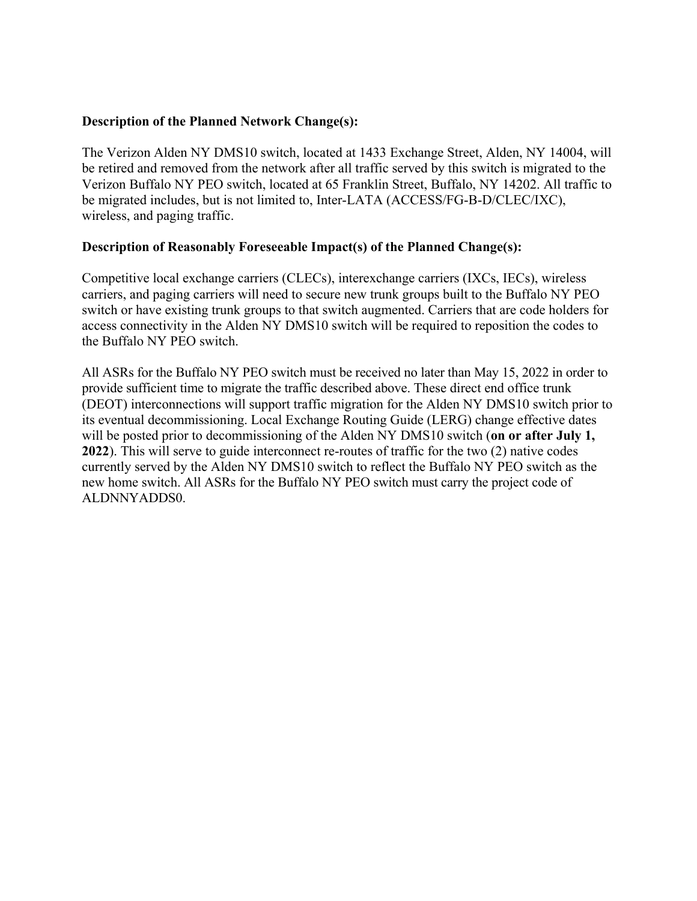**Description of the Planned Network Change(s):**

The Verizon Alden NY DMS10 switch, located at 1433 Exchange Street, Alden, NY 14004, will be retired and removed from the network after all traffic served by this switch is migrated to the Verizon Buffalo NY PEO switch, located at 65 Franklin Street, Buffalo, NY 14202. All traffic to be migrated includes, but is not limited to, Inter-LATA (ACCESS/FG-B-D/CLEC/IXC), wireless, and paging traffic.

**Description of Reasonably Foreseeable Impact(s) of the Planned Change(s):**

Competitive local exchange carriers (CLECs), interexchange carriers (IXCs, IECs), wireless carriers, and paging carriers will need to secure new trunk groups built to the Buffalo NY PEO switch or have existing trunk groups to that switch augmented. Carriers that are code holders for access connectivity in the Alden NY DMS10 switch will be required to reposition the codes to the Buffalo NY PEO switch.

All ASRs for the Buffalo NY PEO switch must be received no later than May 15, 2022 in order to provide sufficient time to migrate the traffic described above. These direct end office trunk (DEOT) interconnections will support traffic migration for the Alden NY DMS10 switch prior to its eventual decommissioning. Local Exchange Routing Guide (LERG) change effective dates will be posted prior to decommissioning of the Alden NY DMS10 switch (**on or after July 1, 2022**). This will serve to guide interconnect re-routes of traffic for the two (2) native codes currently served by the Alden NY DMS10 switch to reflect the Buffalo NY PEO switch as the new home switch. All ASRs for the Buffalo NY PEO switch must carry the project code of ALDNNYADDS0.